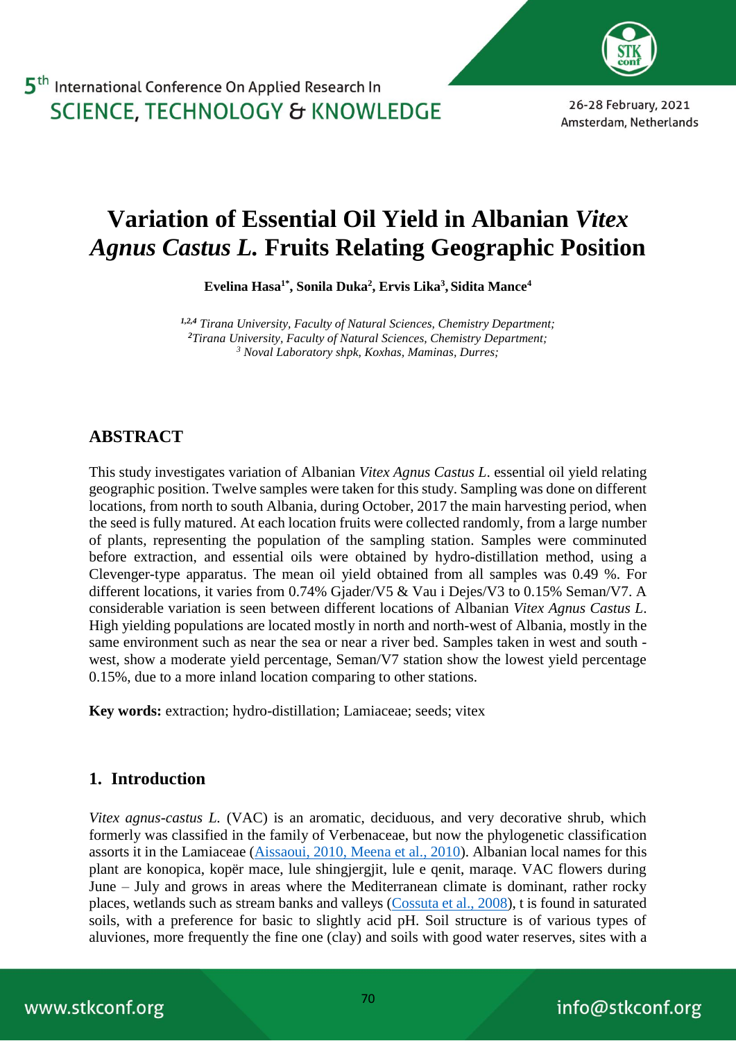# Variation of Essential Oil Yield in Albanian *Vitex Agnus Castus L.* Fruits Relating Geographic Position

**Evelina Hasa[1*], Sonila Duka[2], Ervis Lika[3], Sidita Mance[4]**

*[1,2,4] Tirana University, Faculty of Natural Sciences, Chemistry Department;*
*[2]Tirana University, Faculty of Natural Sciences, Chemistry Department;*
*[3] Noval Laboratory shpk, Koxhas, Maminas, Durres;*

## ABSTRACT

This study investigates variation of Albanian *Vitex Agnus Castus L*. essential oil yield relating geographic position. Twelve samples were taken for this study. Sampling was done on different locations, from north to south Albania, during October, 2017 the main harvesting period, when the seed is fully matured. At each location fruits were collected randomly, from a large number of plants, representing the population of the sampling station. Samples were comminuted before extraction, and essential oils were obtained by hydro-distillation method, using a Clevenger-type apparatus. The mean oil yield obtained from all samples was 0.49 %. For different locations, it varies from 0.74% Gjader/V5 & Vau i Dejes/V3 to 0.15% Seman/V7. A considerable variation is seen between different locations of Albanian *Vitex Agnus Castus L*. High yielding populations are located mostly in north and north-west of Albania, mostly in the same environment such as near the sea or near a river bed. Samples taken in west and south - west, show a moderate yield percentage, Seman/V7 station show the lowest yield percentage 0.15%, due to a more inland location comparing to other stations.

**Key words:** extraction; hydro-distillation; Lamiaceae; seeds; vitex

## 1. Introduction

*Vitex agnus-castus L.* (VAC) is an aromatic, deciduous, and very decorative shrub, which formerly was classified in the family of Verbenaceae, but now the phylogenetic classification assorts it in the Lamiaceae (Aissaoui, 2010, Meena et al., 2010). Albanian local names for this plant are konopica, kopër mace, lule shingjergjit, lule e qenit, maraqe. VAC flowers during June – July and grows in areas where the Mediterranean climate is dominant, rather rocky places, wetlands such as stream banks and valleys (Cossuta et al., 2008), t is found in saturated soils, with a preference for basic to slightly acid pH. Soil structure is of various types of aluviones, more frequently the fine one (clay) and soils with good water reserves, sites with a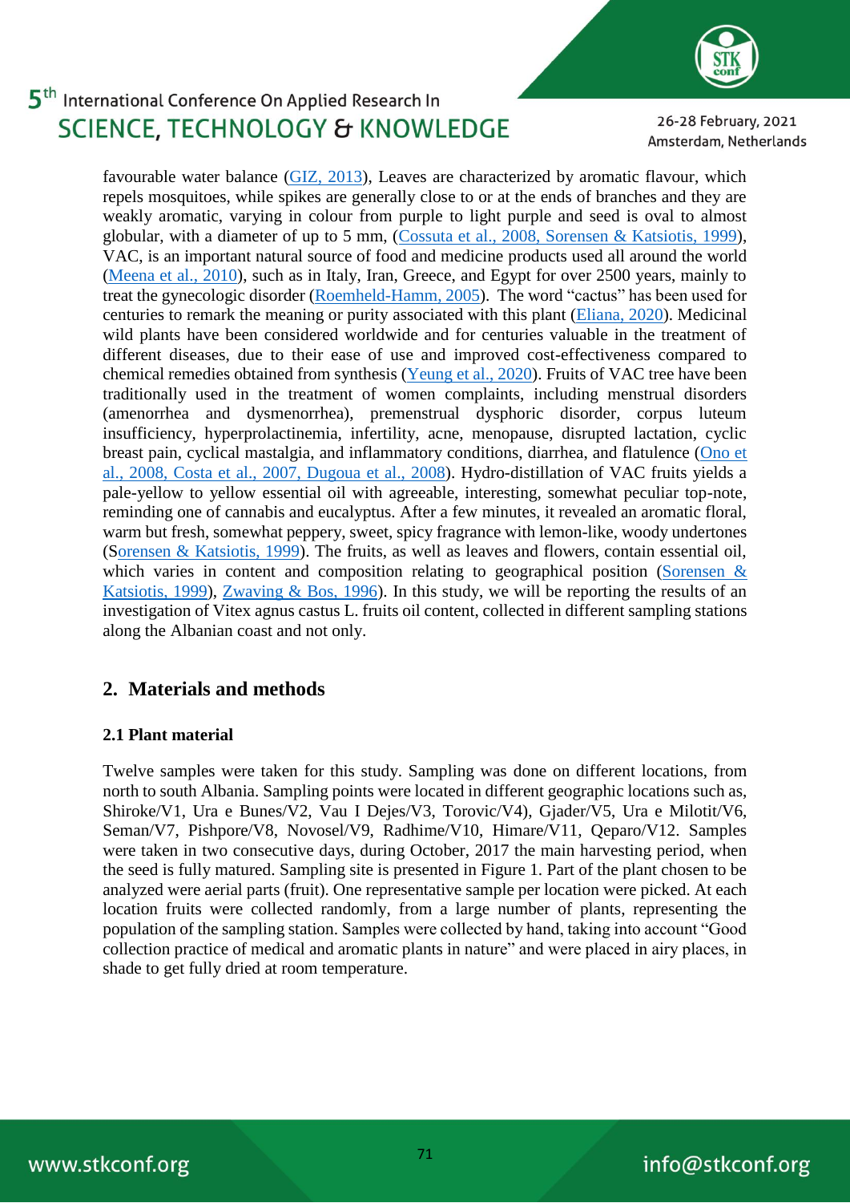favourable water balance (GIZ, 2013), Leaves are characterized by aromatic flavour, which repels mosquitoes, while spikes are generally close to or at the ends of branches and they are weakly aromatic, varying in colour from purple to light purple and seed is oval to almost globular, with a diameter of up to 5 mm, (Cossuta et al., 2008, Sorensen & Katsiotis, 1999), VAC, is an important natural source of food and medicine products used all around the world (Meena et al., 2010), such as in Italy, Iran, Greece, and Egypt for over 2500 years, mainly to treat the gynecologic disorder (Roemheld-Hamm, 2005). The word "cactus" has been used for centuries to remark the meaning or purity associated with this plant (Eliana, 2020). Medicinal wild plants have been considered worldwide and for centuries valuable in the treatment of different diseases, due to their ease of use and improved cost-effectiveness compared to chemical remedies obtained from synthesis (Yeung et al., 2020). Fruits of VAC tree have been traditionally used in the treatment of women complaints, including menstrual disorders (amenorrhea and dysmenorrhea), premenstrual dysphoric disorder, corpus luteum insufficiency, hyperprolactinemia, infertility, acne, menopause, disrupted lactation, cyclic breast pain, cyclical mastalgia, and inflammatory conditions, diarrhea, and flatulence (Ono et al., 2008, Costa et al., 2007, Dugoua et al., 2008). Hydro-distillation of VAC fruits yields a pale-yellow to yellow essential oil with agreeable, interesting, somewhat peculiar top-note, reminding one of cannabis and eucalyptus. After a few minutes, it revealed an aromatic floral, warm but fresh, somewhat peppery, sweet, spicy fragrance with lemon-like, woody undertones (Sorensen & Katsiotis, 1999). The fruits, as well as leaves and flowers, contain essential oil, which varies in content and composition relating to geographical position (Sorensen & Katsiotis, 1999), Zwaving & Bos, 1996). In this study, we will be reporting the results of an investigation of Vitex agnus castus L. fruits oil content, collected in different sampling stations along the Albanian coast and not only.

## 2. Materials and methods

### 2.1 Plant material

Twelve samples were taken for this study. Sampling was done on different locations, from north to south Albania. Sampling points were located in different geographic locations such as, Shiroke/V1, Ura e Bunes/V2, Vau I Dejes/V3, Torovic/V4), Gjader/V5, Ura e Milotit/V6, Seman/V7, Pishpore/V8, Novosel/V9, Radhime/V10, Himare/V11, Qeparo/V12. Samples were taken in two consecutive days, during October, 2017 the main harvesting period, when the seed is fully matured. Sampling site is presented in Figure 1. Part of the plant chosen to be analyzed were aerial parts (fruit). One representative sample per location were picked. At each location fruits were collected randomly, from a large number of plants, representing the population of the sampling station. Samples were collected by hand, taking into account "Good collection practice of medical and aromatic plants in nature" and were placed in airy places, in shade to get fully dried at room temperature.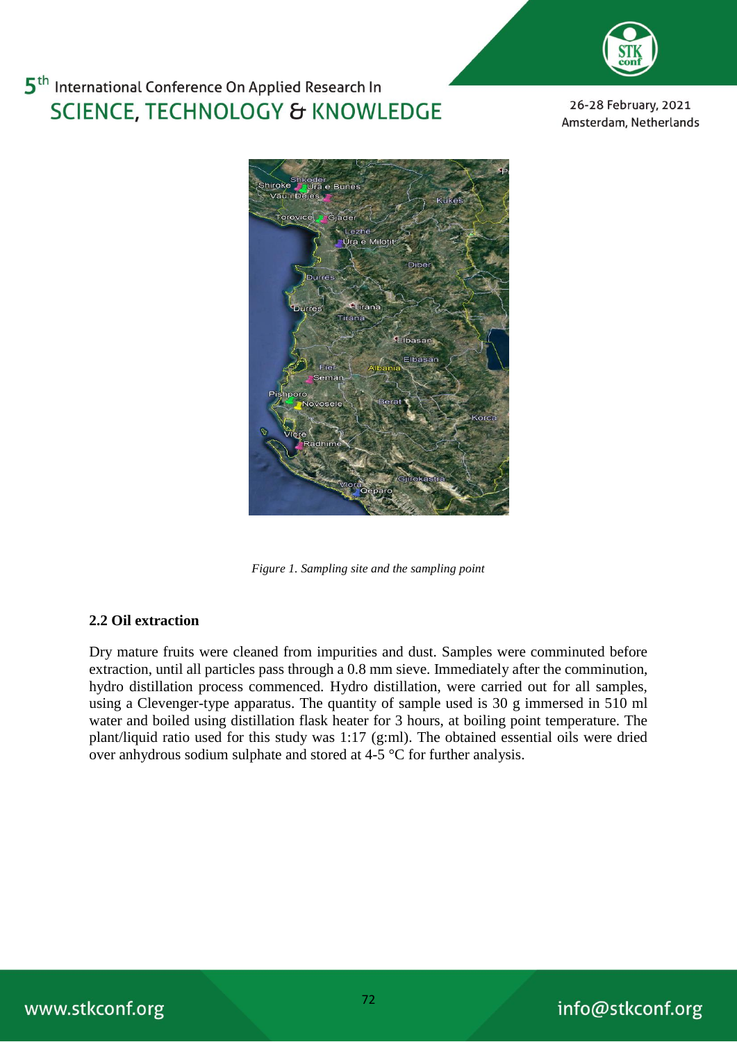Figure 1. Sampling site and the sampling point

### 2.2 Oil extraction

Dry mature fruits were cleaned from impurities and dust. Samples were comminuted before extraction, until all particles pass through a 0.8 mm sieve. Immediately after the comminution, hydro distillation process commenced. Hydro distillation, were carried out for all samples, using a Clevenger-type apparatus. The quantity of sample used is 30 g immersed in 510 ml water and boiled using distillation flask heater for 3 hours, at boiling point temperature. The plant/liquid ratio used for this study was 1:17 (g:ml). The obtained essential oils were dried over anhydrous sodium sulphate and stored at 4-5 °C for further analysis.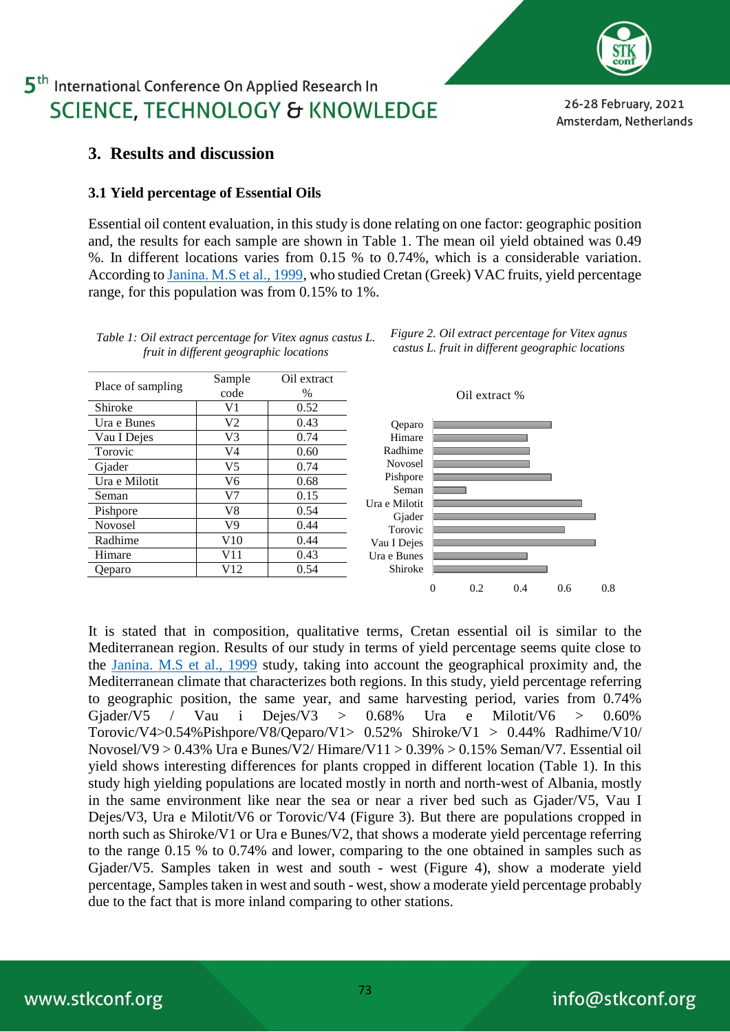## 3. Results and discussion

### 3.1 Yield percentage of Essential Oils

Essential oil content evaluation, in this study is done relating on one factor: geographic position and, the results for each sample are shown in Table 1. The mean oil yield obtained was 0.49 %. In different locations varies from 0.15 % to 0.74%, which is a considerable variation. According to Janina. M.S et al., 1999, who studied Cretan (Greek) VAC fruits, yield percentage range, for this population was from 0.15% to 1%.

*Table 1: Oil extract percentage for Vitex agnus castus L. fruit in different geographic locations*

| Place of sampling | Sample code | Oil extract % |
|---|---|---|
| Shiroke | V1 | 0.52 |
| Ura e Bunes | V2 | 0.43 |
| Vau I Dejes | V3 | 0.74 |
| Torovic | V4 | 0.60 |
| Gjader | V5 | 0.74 |
| Ura e Milotit | V6 | 0.68 |
| Seman | V7 | 0.15 |
| Pishpore | V8 | 0.54 |
| Novosel | V9 | 0.44 |
| Radhime | V10 | 0.44 |
| Himare | V11 | 0.43 |
| Qeparo | V12 | 0.54 |

*Figure 2. Oil extract percentage for Vitex agnus castus L. fruit in different geographic locations*

Oil extract %

Qeparo
Himare
Radhime
Novosel
Pishpore
Seman
Ura e Milotit
Gjader
Torovic
Vau I Dejes
Ura e Bunes
Shiroke

0 0.2 0.4 0.6 0.8

It is stated that in composition, qualitative terms, Cretan essential oil is similar to the Mediterranean region. Results of our study in terms of yield percentage seems quite close to the Janina. M.S et al., 1999 study, taking into account the geographical proximity and, the Mediterranean climate that characterizes both regions. In this study, yield percentage referring to geographic position, the same year, and same harvesting period, varies from 0.74% Gjader/V5 / Vau i Dejes/V3 > 0.68% Ura e Milotit/V6 > 0.60% Torovic/V4>0.54%Pishpore/V8/Qeparo/V1> 0.52% Shiroke/V1 > 0.44% Radhime/V10/ Novosel/V9 > 0.43% Ura e Bunes/V2/ Himare/V11 > 0.39% > 0.15% Seman/V7. Essential oil yield shows interesting differences for plants cropped in different location (Table 1). In this study high yielding populations are located mostly in north and north-west of Albania, mostly in the same environment like near the sea or near a river bed such as Gjader/V5, Vau I Dejes/V3, Ura e Milotit/V6 or Torovic/V4 (Figure 3). But there are populations cropped in north such as Shiroke/V1 or Ura e Bunes/V2, that shows a moderate yield percentage referring to the range 0.15 % to 0.74% and lower, comparing to the one obtained in samples such as Gjader/V5. Samples taken in west and south - west (Figure 4), show a moderate yield percentage, Samples taken in west and south - west, show a moderate yield percentage probably due to the fact that is more inland comparing to other stations.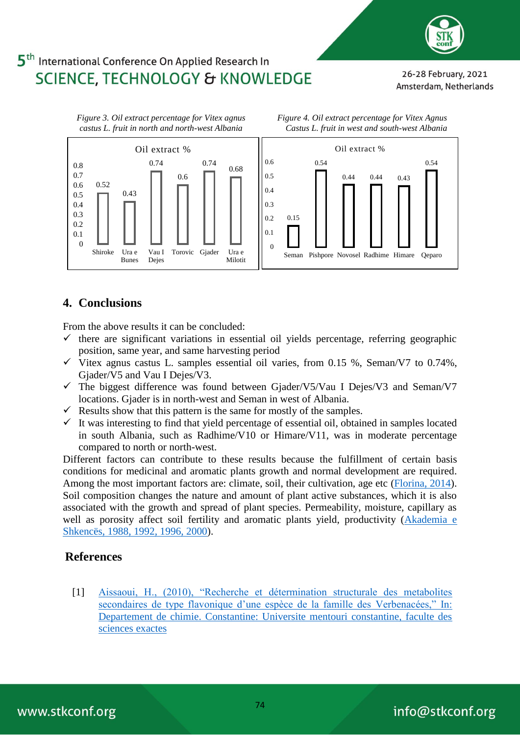Figure 3. Oil extract percentage for Vitex agnus castus L. fruit in north and north-west Albania

Oil extract %

0.8
0.7
0.6
0.5
0.4
0.3
0.2
0.1
0

0.52 0.43 0.74 0.6 0.74 0.68

Shiroke, Ura e Bunes, Vau I Dejes, Torovic, Gjader, Ura e Milotit

Figure 4. Oil extract percentage for Vitex Agnus Castus L. fruit in west and south-west Albania

Oil extract %

0.6
0.5
0.4
0.3
0.2
0.1
0

0.15 0.54 0.44 0.44 0.43 0.54

Seman, Pishpore, Novosel, Radhime, Himare, Qeparo

## 4. Conclusions

From the above results it can be concluded:

- ✓ there are significant variations in essential oil yields percentage, referring geographic position, same year, and same harvesting period
- ✓ Vitex agnus castus L. samples essential oil varies, from 0.15 %, Seman/V7 to 0.74%, Gjader/V5 and Vau I Dejes/V3.
- ✓ The biggest difference was found between Gjader/V5/Vau I Dejes/V3 and Seman/V7 locations. Gjader is in north-west and Seman in west of Albania.
- ✓ Results show that this pattern is the same for mostly of the samples.
- ✓ It was interesting to find that yield percentage of essential oil, obtained in samples located in south Albania, such as Radhime/V10 or Himare/V11, was in moderate percentage compared to north or north-west.

Different factors can contribute to these results because the fulfillment of certain basis conditions for medicinal and aromatic plants growth and normal development are required. Among the most important factors are: climate, soil, their cultivation, age etc (Florina, 2014). Soil composition changes the nature and amount of plant active substances, which it is also associated with the growth and spread of plant species. Permeability, moisture, capillary as well as porosity affect soil fertility and aromatic plants yield, productivity (Akademia e Shkencës, 1988, 1992, 1996, 2000).

## References

[1] Aissaoui, H., (2010), "Recherche et détermination structurale des metabolites secondaires de type flavonique d'une espèce de la famille des Verbenacées," In: Departement de chimie. Constantine: Universite mentouri constantine, faculte des sciences exactes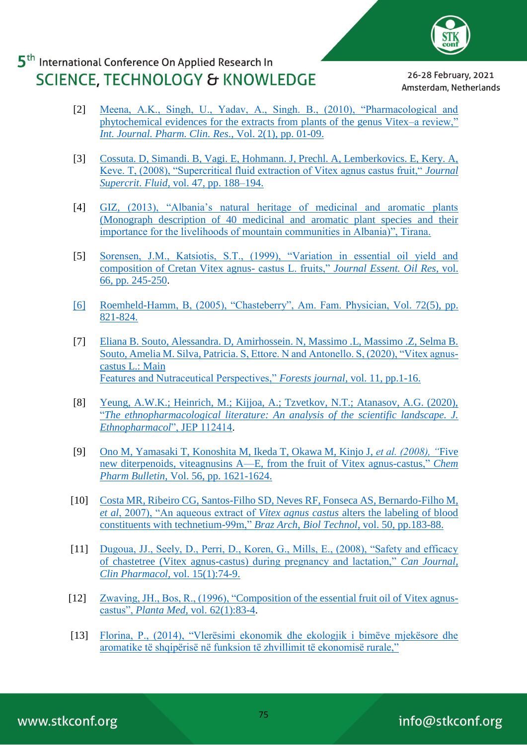[2] Meena, A.K., Singh, U., Yadav, A., Singh. B., (2010), “Pharmacological and phytochemical evidences for the extracts from plants of the genus Vitex–a review,” *Int. Journal. Pharm. Clin. Res.*, Vol. 2(1), pp. 01-09.

[3] Cossuta. D, Simandi. B, Vagi. E, Hohmann. J, Prechl. A, Lemberkovics. E, Kery. A, Keve. T, (2008), “Supercritical fluid extraction of Vitex agnus castus fruit,“ *Journal Supercrit. Fluid*, vol. 47, pp. 188–194.

[4] GIZ, (2013), “Albania’s natural heritage of medicinal and aromatic plants (Monograph description of 40 medicinal and aromatic plant species and their importance for the livelihoods of mountain communities in Albania)”, Tirana.

[5] Sorensen, J.M., Katsiotis, S.T., (1999), “Variation in essential oil yield and composition of Cretan Vitex agnus- castus L. fruits,” *Journal Essent. Oil Res*, vol. 66, pp. 245-250.

[6] Roemheld-Hamm, B, (2005), “Chasteberry”, Am. Fam. Physician, Vol. 72(5), pp. 821-824.

[7] Eliana B. Souto, Alessandra. D, Amirhossein. N, Massimo .L, Massimo .Z, Selma B. Souto, Amelia M. Silva, Patricia. S, Ettore. N and Antonello. S, (2020), “Vitex agnus-castus L.: Main
Features and Nutraceutical Perspectives,” *Forests journal*, vol. 11, pp.1-16.

[8] Yeung, A.W.K.; Heinrich, M.; Kijjoa, A.; Tzvetkov, N.T.; Atanasov, A.G. (2020), “*The ethnopharmacological literature: An analysis of the scientific landscape. J. Ethnopharmacol*”, JEP 112414.

[9] Ono M, Yamasaki T, Konoshita M, Ikeda T, Okawa M, Kinjo J, *et al. (2008), “*Five new diterpenoids, viteagnusins A—E, from the fruit of Vitex agnus-castus,” *Chem Pharm Bulletin*, Vol. 56, pp. 1621-1624.

[10] Costa MR, Ribeiro CG, Santos-Filho SD, Neves RF, Fonseca AS, Bernardo-Filho M, *et al*, 2007), “An aqueous extract of *Vitex agnus castus* alters the labeling of blood constituents with technetium-99m,” *Braz Arch, Biol Technol*, vol. 50, pp.183-88.

[11] Dugoua, JJ., Seely, D., Perri, D., Koren, G., Mills, E., (2008), “Safety and efficacy of chastetree (Vitex agnus-castus) during pregnancy and lactation,” *Can Journal, Clin Pharmacol*, vol. 15(1):74-9.

[12] Zwaving, JH., Bos, R., (1996), “Composition of the essential fruit oil of Vitex agnus-castus”, *Planta Med*, vol. 62(1):83-4.

[13] Florina, P., (2014), “Vlerësimi ekonomik dhe ekologjik i bimëve mjekësore dhe aromatike të shqipërisë në funksion të zhvillimit të ekonomisë rurale,”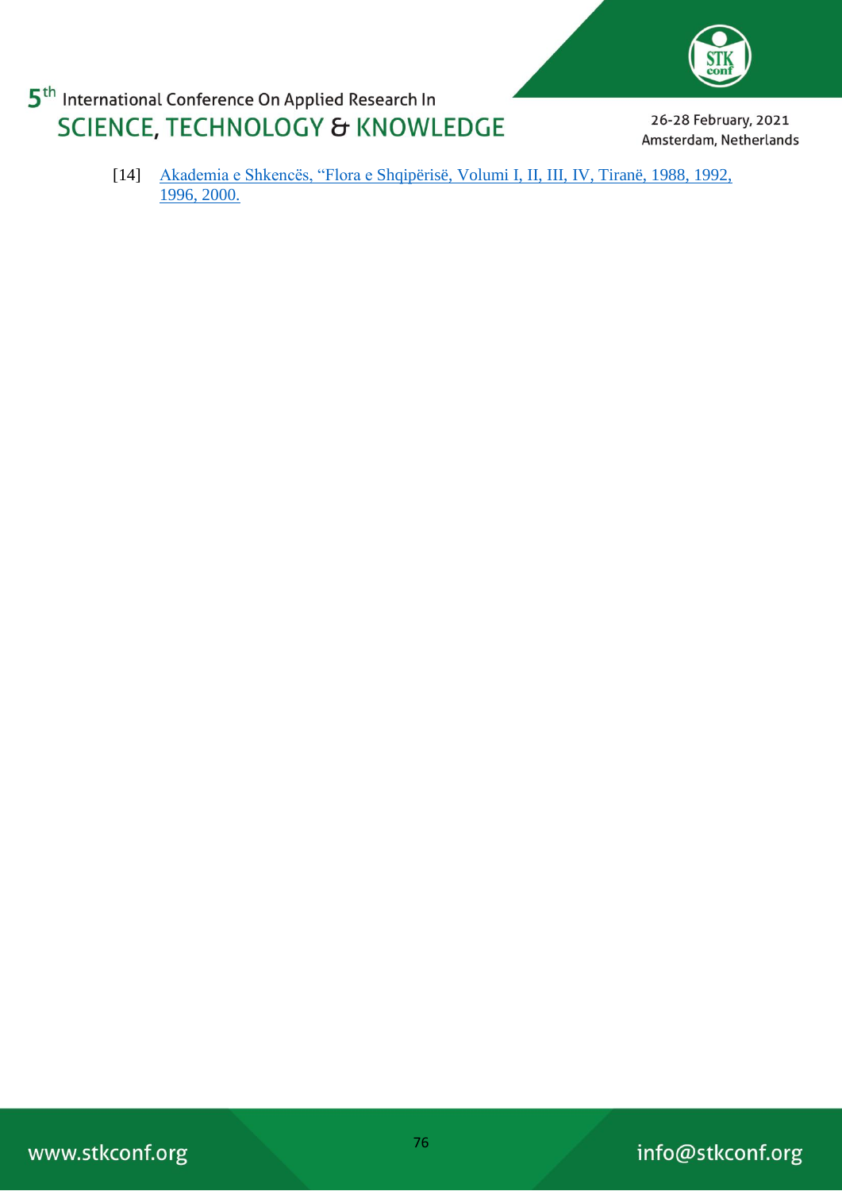[14] Akademia e Shkencës, "Flora e Shqipërisë, Volumi I, II, III, IV, Tiranë, 1988, 1992, 1996, 2000.